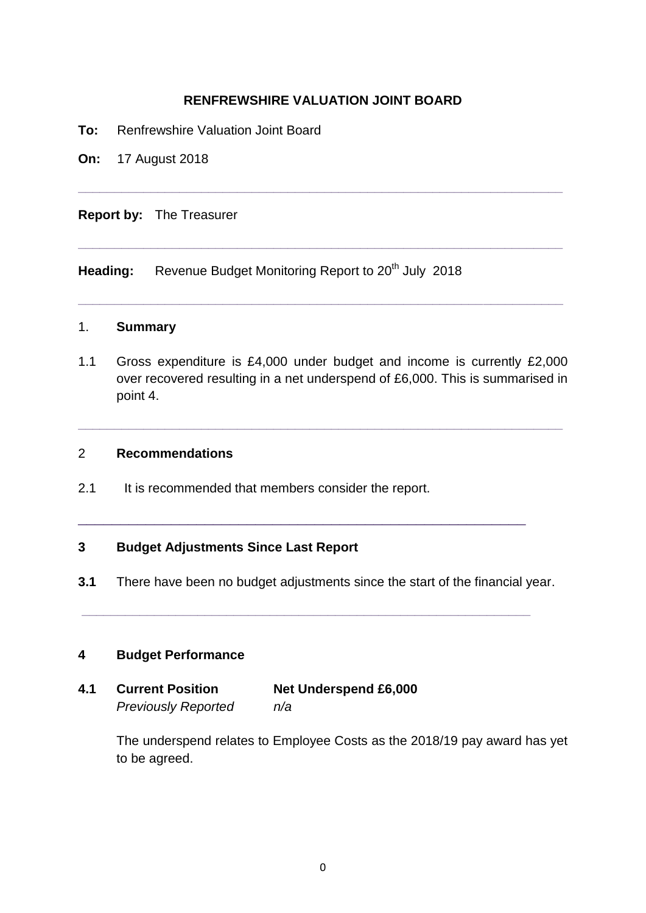**RENFREWSHIRE VALUATION JOINT BOARD**

**To:** Renfrewshire Valuation Joint Board

**On:** 17 August 2018

---

**Report by:** The Treasurer

---

**Heading:** Revenue Budget Monitoring Report to 20th July 2018

---

## 1. Summary

1.1 Gross expenditure is £4,000 under budget and income is currently £2,000 over recovered resulting in a net underspend of £6,000. This is summarised in point 4.

---

## 2 Recommendations

2.1 It is recommended that members consider the report.

---

## 3 Budget Adjustments Since Last Report

**3.1** There have been no budget adjustments since the start of the financial year.

---

## 4 Budget Performance

**4.1 Current Position** **Net Underspend £6,000**
*Previously Reported* *n/a*

The underspend relates to Employee Costs as the 2018/19 pay award has yet to be agreed.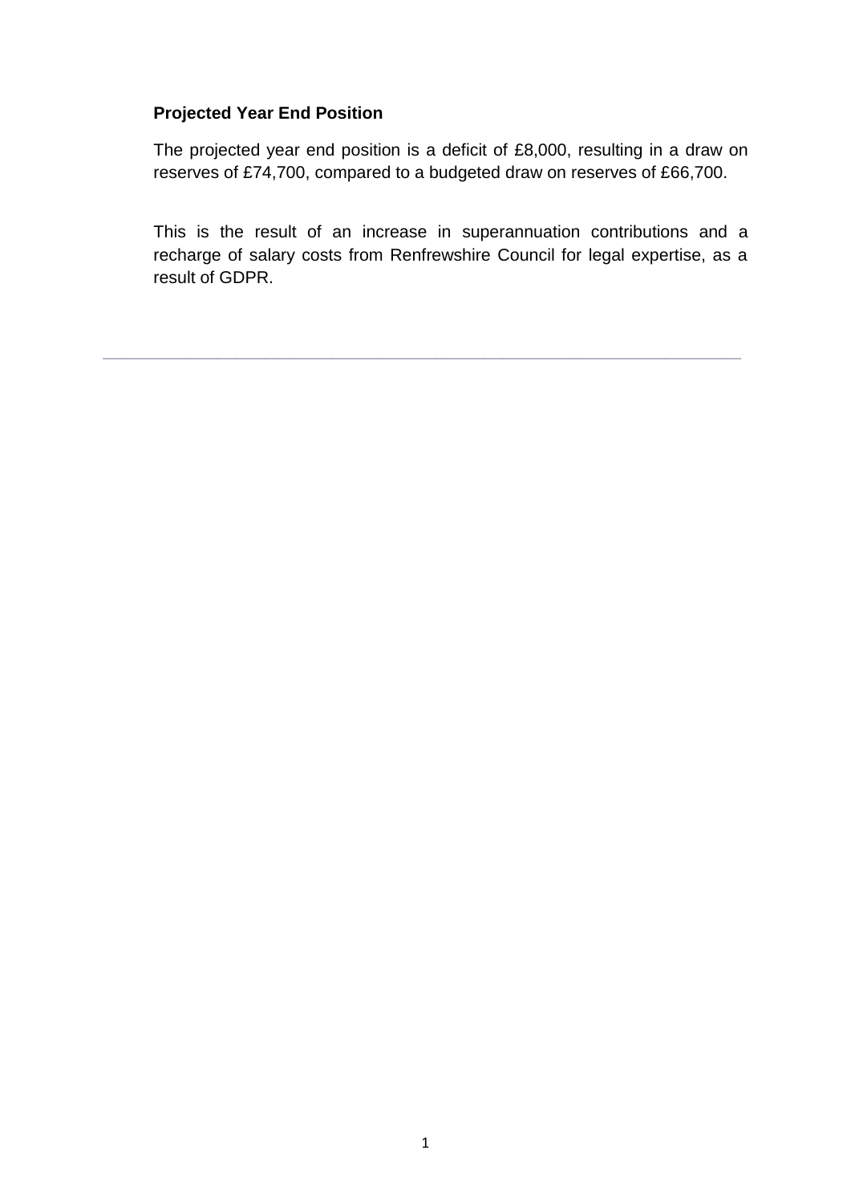**Projected Year End Position**

The projected year end position is a deficit of £8,000, resulting in a draw on reserves of £74,700, compared to a budgeted draw on reserves of £66,700.

This is the result of an increase in superannuation contributions and a recharge of salary costs from Renfrewshire Council for legal expertise, as a result of GDPR.

---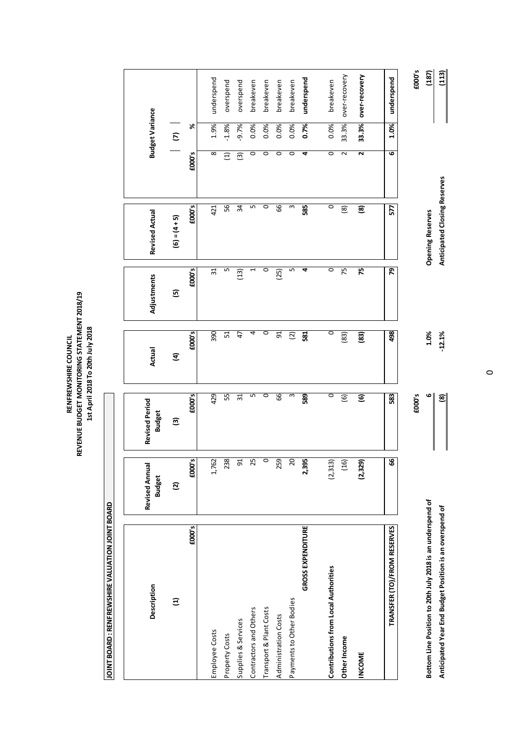# RENFREWSHIRE COUNCIL
## REVENUE BUDGET MONITORING STATEMENT 2018/19
### 1st April 2018 To 20th July 2018

**JOINT BOARD : RENFREWSHIRE VALUATION JOINT BOARD**

| Description | Revised Annual Budget | Revised Period Budget | Actual | Adjustments | Revised Actual | Budget Variance | | |
|---|---|---|---|---|---|---|---|---|
| (1) | (2) | (3) | (4) | (5) | (6) = (4 + 5) | (7) | | |
| £000's | £000's | £000's | £000's | £000's | £000's | £000's | % | |
| Employee Costs | 1,762 | 429 | 390 | 31 | 421 | 8 | 1.9% | underspend |
| Property Costs | 238 | 55 | 51 | 5 | 56 | (1) | -1.8% | overspend |
| Supplies & Services | 91 | 31 | 47 | (13) | 34 | (3) | -9.7% | overspend |
| Contractors and Others | 25 | 5 | 4 | 1 | 5 | 0 | 0.0% | breakeven |
| Transport & Plant Costs | 0 | 0 | 0 | 0 | 0 | 0 | 0.0% | breakeven |
| Administration Costs | 259 | 66 | 91 | (25) | 66 | 0 | 0.0% | breakeven |
| Payments to Other Bodies | 20 | 3 | (2) | 5 | 3 | 0 | 0.0% | breakeven |
| **GROSS EXPENDITURE** | **2,395** | **589** | **581** | **4** | **585** | **4** | **0.7%** | **underspend** |
| **Contributions from Local Authorities** | (2,313) | 0 | 0 | 0 | 0 | 0 | 0.0% | breakeven |
| **Other Income** | (16) | (6) | (83) | 75 | (8) | 2 | 33.3% | over-recovery |
| **INCOME** | **(2,329)** | **(6)** | **(83)** | **75** | **(8)** | **2** | **33.3%** | **over-recovery** |
| **TRANSFER (TO)/FROM RESERVES** | **66** | **583** | **498** | **79** | **577** | **6** | **1.0%** | **underspend** |

| | £000's | |
|---|---|---|
| **Bottom Line Position to 20th July 2018 is an underspend of** | **6** | **1.0%** |
| **Anticipated Year End Budget Position is an overspend of** | **(8)** | **-12.1%** |

| | £000's |
|---|---|
| **Opening Reserves** | **(187)** |
| **Anticipated Closing Reserves** | **(113)** |